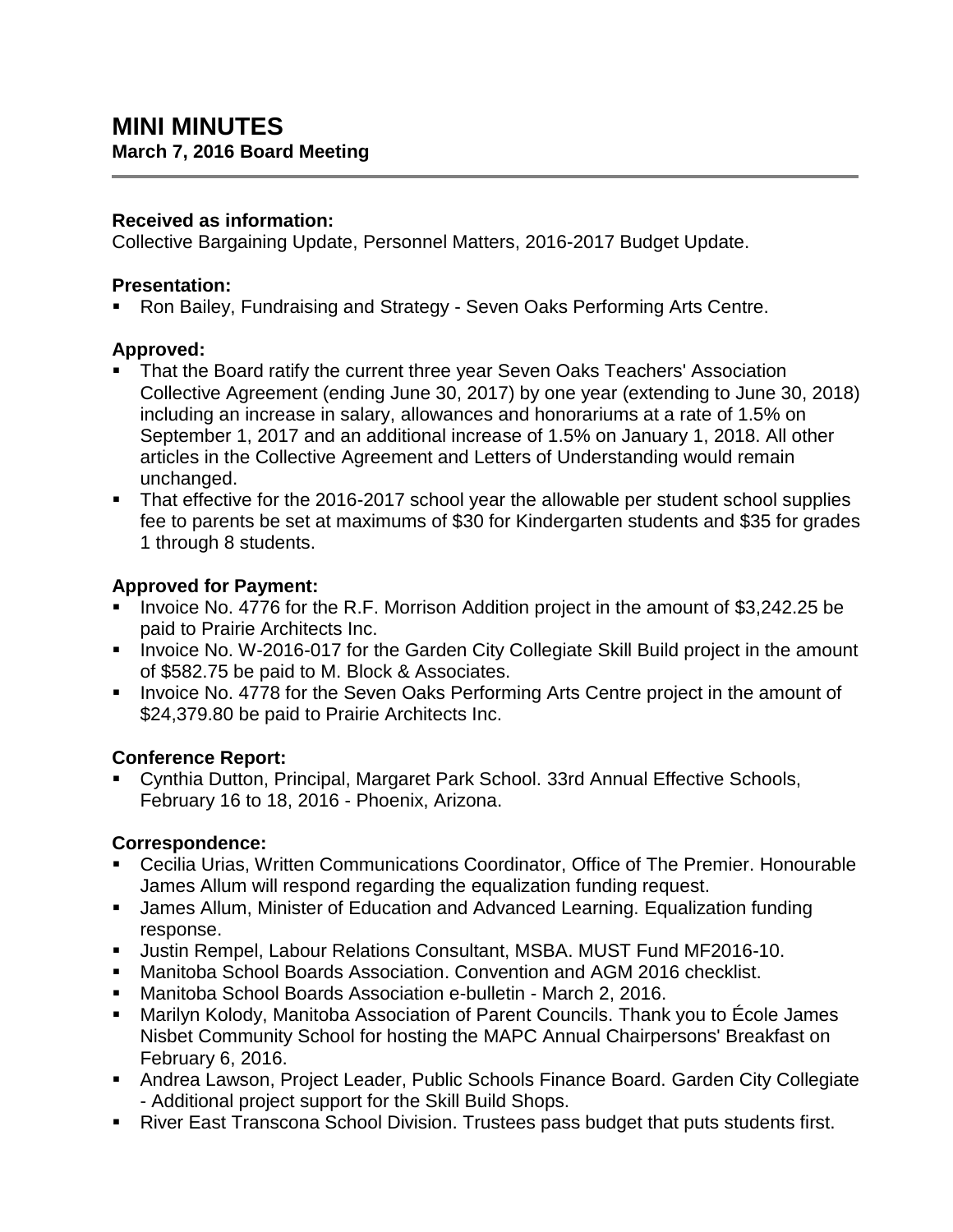# MINI MINUTES

**March 7, 2016 Board Meeting**

---

**Received as information:**
Collective Bargaining Update, Personnel Matters, 2016-2017 Budget Update.

**Presentation:**

- Ron Bailey, Fundraising and Strategy - Seven Oaks Performing Arts Centre.

**Approved:**

- That the Board ratify the current three year Seven Oaks Teachers' Association Collective Agreement (ending June 30, 2017) by one year (extending to June 30, 2018) including an increase in salary, allowances and honorariums at a rate of 1.5% on September 1, 2017 and an additional increase of 1.5% on January 1, 2018. All other articles in the Collective Agreement and Letters of Understanding would remain unchanged.
- That effective for the 2016-2017 school year the allowable per student school supplies fee to parents be set at maximums of $30 for Kindergarten students and $35 for grades 1 through 8 students.

**Approved for Payment:**

- Invoice No. 4776 for the R.F. Morrison Addition project in the amount of $3,242.25 be paid to Prairie Architects Inc.
- Invoice No. W-2016-017 for the Garden City Collegiate Skill Build project in the amount of $582.75 be paid to M. Block & Associates.
- Invoice No. 4778 for the Seven Oaks Performing Arts Centre project in the amount of $24,379.80 be paid to Prairie Architects Inc.

**Conference Report:**

- Cynthia Dutton, Principal, Margaret Park School. 33rd Annual Effective Schools, February 16 to 18, 2016 - Phoenix, Arizona.

**Correspondence:**

- Cecilia Urias, Written Communications Coordinator, Office of The Premier. Honourable James Allum will respond regarding the equalization funding request.
- James Allum, Minister of Education and Advanced Learning. Equalization funding response.
- Justin Rempel, Labour Relations Consultant, MSBA. MUST Fund MF2016-10.
- Manitoba School Boards Association. Convention and AGM 2016 checklist.
- Manitoba School Boards Association e-bulletin - March 2, 2016.
- Marilyn Kolody, Manitoba Association of Parent Councils. Thank you to École James Nisbet Community School for hosting the MAPC Annual Chairpersons' Breakfast on February 6, 2016.
- Andrea Lawson, Project Leader, Public Schools Finance Board. Garden City Collegiate - Additional project support for the Skill Build Shops.
- River East Transcona School Division. Trustees pass budget that puts students first.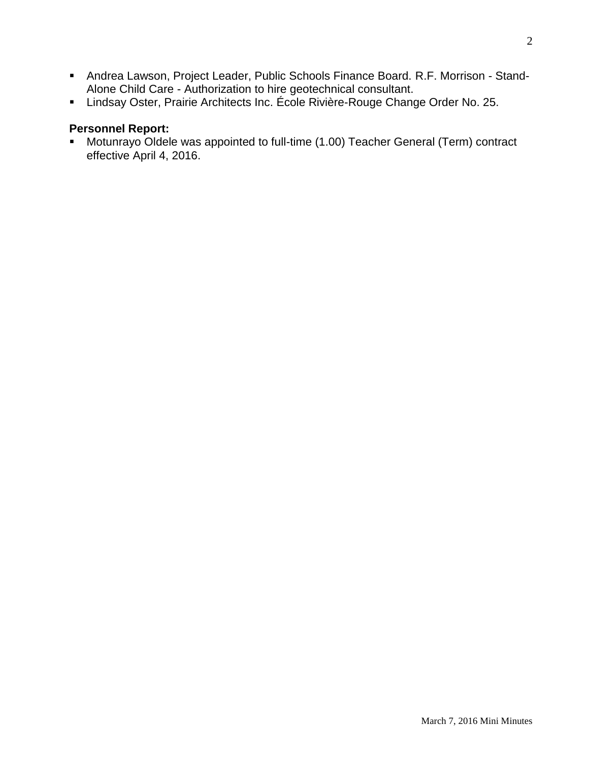- Andrea Lawson, Project Leader, Public Schools Finance Board. R.F. Morrison - Stand-Alone Child Care - Authorization to hire geotechnical consultant.
- Lindsay Oster, Prairie Architects Inc. École Rivière-Rouge Change Order No. 25.

**Personnel Report:**

- Motunrayo Oldele was appointed to full-time (1.00) Teacher General (Term) contract effective April 4, 2016.